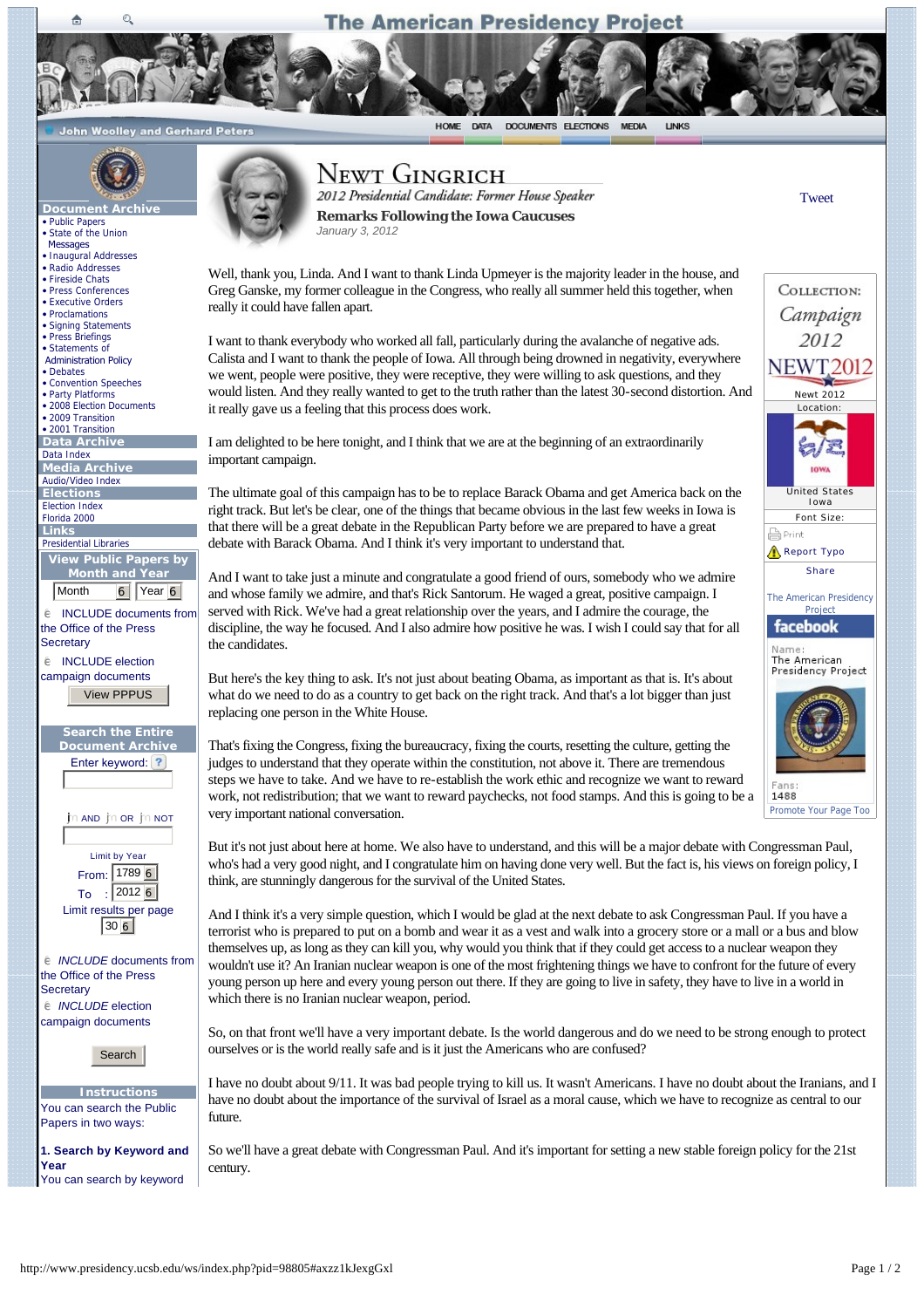# Newt Gingrich

*2012 Presidential Candidate: Former House Speaker*

**Remarks Following the Iowa Caucuses**

*January 3, 2012*

Well, thank you, Linda. And I want to thank Linda Upmeyer is the majority leader in the house, and Greg Ganske, my former colleague in the Congress, who really all summer held this together, when really it could have fallen apart.

I want to thank everybody who worked all fall, particularly during the avalanche of negative ads. Calista and I want to thank the people of Iowa. All through being drowned in negativity, everywhere we went, people were positive, they were receptive, they were willing to ask questions, and they would listen. And they really wanted to get to the truth rather than the latest 30-second distortion. And it really gave us a feeling that this process does work.

I am delighted to be here tonight, and I think that we are at the beginning of an extraordinarily important campaign.

The ultimate goal of this campaign has to be to replace Barack Obama and get America back on the right track. But let's be clear, one of the things that became obvious in the last few weeks in Iowa is that there will be a great debate in the Republican Party before we are prepared to have a great debate with Barack Obama. And I think it's very important to understand that.

And I want to take just a minute and congratulate a good friend of ours, somebody who we admire and whose family we admire, and that's Rick Santorum. He waged a great, positive campaign. I served with Rick. We've had a great relationship over the years, and I admire the courage, the discipline, the way he focused. And I also admire how positive he was. I wish I could say that for all the candidates.

But here's the key thing to ask. It's not just about beating Obama, as important as that is. It's about what do we need to do as a country to get back on the right track. And that's a lot bigger than just replacing one person in the White House.

That's fixing the Congress, fixing the bureaucracy, fixing the courts, resetting the culture, getting the judges to understand that they operate within the constitution, not above it. There are tremendous steps we have to take. And we have to re-establish the work ethic and recognize we want to reward work, not redistribution; that we want to reward paychecks, not food stamps. And this is going to be a very important national conversation.

But it's not just about here at home. We also have to understand, and this will be a major debate with Congressman Paul, who's had a very good night, and I congratulate him on having done very well. But the fact is, his views on foreign policy, I think, are stunningly dangerous for the survival of the United States.

And I think it's a very simple question, which I would be glad at the next debate to ask Congressman Paul. If you have a terrorist who is prepared to put on a bomb and wear it as a vest and walk into a grocery store or a mall or a bus and blow themselves up, as long as they can kill you, why would you think that if they could get access to a nuclear weapon they wouldn't use it? An Iranian nuclear weapon is one of the most frightening things we have to confront for the future of every young person up here and every young person out there. If they are going to live in safety, they have to live in a world in which there is no Iranian nuclear weapon, period.

So, on that front we'll have a very important debate. Is the world dangerous and do we need to be strong enough to protect ourselves or is the world really safe and is it just the Americans who are confused?

I have no doubt about 9/11. It was bad people trying to kill us. It wasn't Americans. I have no doubt about the Iranians, and I have no doubt about the importance of the survival of Israel as a moral cause, which we have to recognize as central to our future.

So we'll have a great debate with Congressman Paul. And it's important for setting a new stable foreign policy for the 21st century.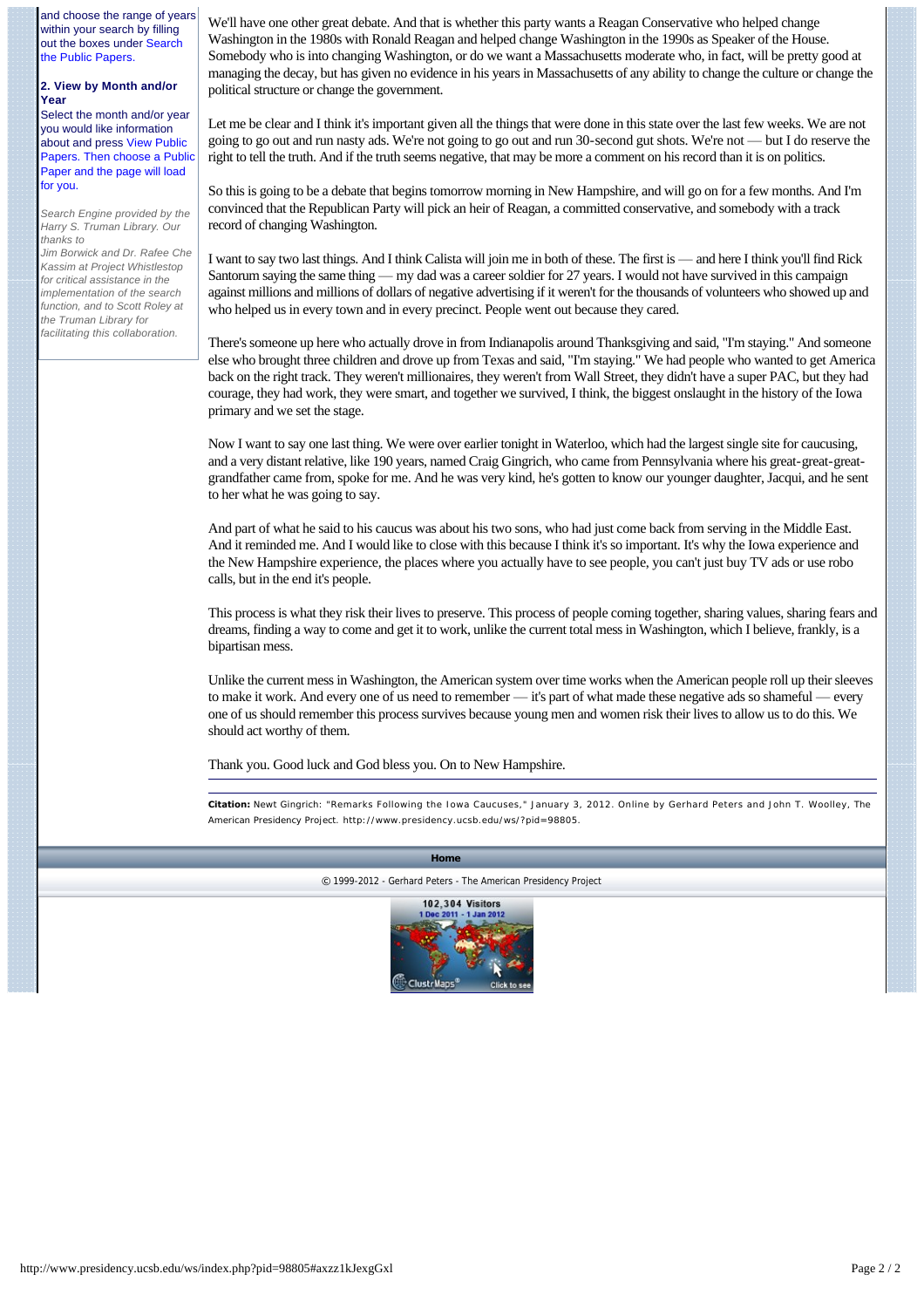and choose the range of years within your search by filling out the boxes under Search the Public Papers.

**2. View by Month and/or Year**

Select the month and/or year you would like information about and press View Public Papers. Then choose a Public Paper and the page will load for you.

*Search Engine provided by the Harry S. Truman Library. Our thanks to Jim Borwick and Dr. Rafee Che Kassim at Project Whistlestop for critical assistance in the implementation of the search function, and to Scott Roley at the Truman Library for facilitating this collaboration.*

We'll have one other great debate. And that is whether this party wants a Reagan Conservative who helped change Washington in the 1980s with Ronald Reagan and helped change Washington in the 1990s as Speaker of the House. Somebody who is into changing Washington, or do we want a Massachusetts moderate who, in fact, will be pretty good at managing the decay, but has given no evidence in his years in Massachusetts of any ability to change the culture or change the political structure or change the government.

Let me be clear and I think it's important given all the things that were done in this state over the last few weeks. We are not going to go out and run nasty ads. We're not going to go out and run 30-second gut shots. We're not — but I do reserve the right to tell the truth. And if the truth seems negative, that may be more a comment on his record than it is on politics.

So this is going to be a debate that begins tomorrow morning in New Hampshire, and will go on for a few months. And I'm convinced that the Republican Party will pick an heir of Reagan, a committed conservative, and somebody with a track record of changing Washington.

I want to say two last things. And I think Calista will join me in both of these. The first is — and here I think you'll find Rick Santorum saying the same thing — my dad was a career soldier for 27 years. I would not have survived in this campaign against millions and millions of dollars of negative advertising if it weren't for the thousands of volunteers who showed up and who helped us in every town and in every precinct. People went out because they cared.

There's someone up here who actually drove in from Indianapolis around Thanksgiving and said, "I'm staying." And someone else who brought three children and drove up from Texas and said, "I'm staying." We had people who wanted to get America back on the right track. They weren't millionaires, they weren't from Wall Street, they didn't have a super PAC, but they had courage, they had work, they were smart, and together we survived, I think, the biggest onslaught in the history of the Iowa primary and we set the stage.

Now I want to say one last thing. We were over earlier tonight in Waterloo, which had the largest single site for caucusing, and a very distant relative, like 190 years, named Craig Gingrich, who came from Pennsylvania where his great-great-great-grandfather came from, spoke for me. And he was very kind, he's gotten to know our younger daughter, Jacqui, and he sent to her what he was going to say.

And part of what he said to his caucus was about his two sons, who had just come back from serving in the Middle East. And it reminded me. And I would like to close with this because I think it's so important. It's why the Iowa experience and the New Hampshire experience, the places where you actually have to see people, you can't just buy TV ads or use robo calls, but in the end it's people.

This process is what they risk their lives to preserve. This process of people coming together, sharing values, sharing fears and dreams, finding a way to come and get it to work, unlike the current total mess in Washington, which I believe, frankly, is a bipartisan mess.

Unlike the current mess in Washington, the American system over time works when the American people roll up their sleeves to make it work. And every one of us need to remember — it's part of what made these negative ads so shameful — every one of us should remember this process survives because young men and women risk their lives to allow us to do this. We should act worthy of them.

Thank you. Good luck and God bless you. On to New Hampshire.

---

**Citation:** Newt Gingrich: "Remarks Following the Iowa Caucuses," January 3, 2012. Online by Gerhard Peters and John T. Woolley, The American Presidency Project. http://www.presidency.ucsb.edu/ws/?pid=98805.

**Home**

© 1999-2012 - Gerhard Peters - The American Presidency Project

102,304 Visitors
1 Dec 2011 - 1 Jan 2012
ClustrMaps
Click to see